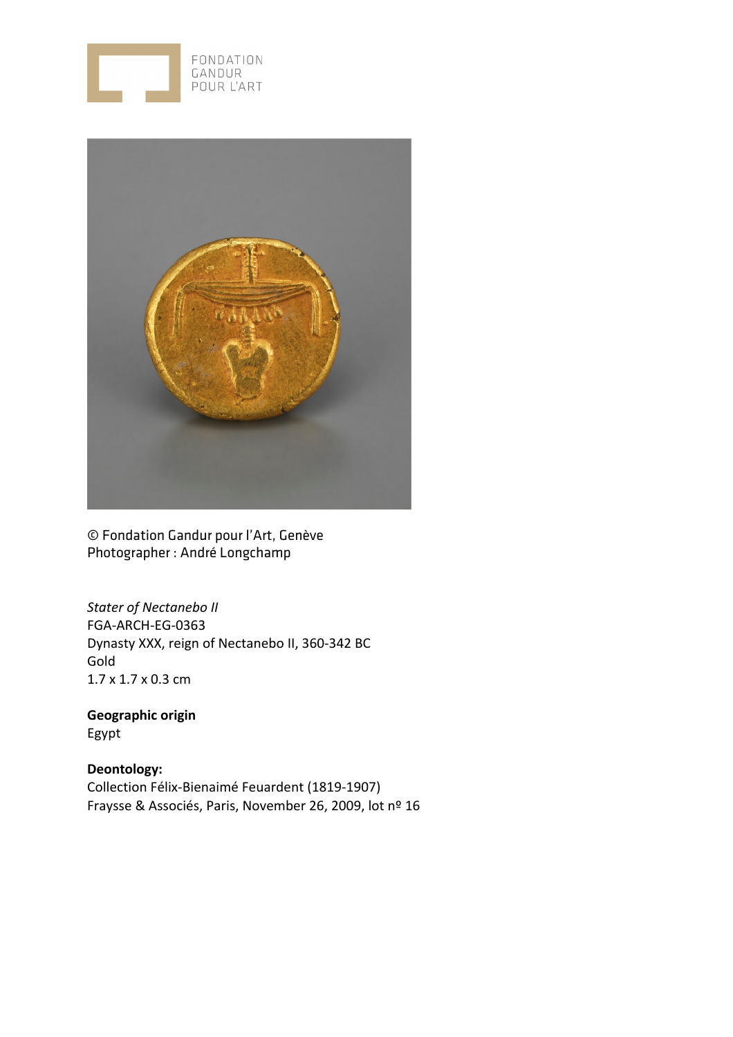FONDATION GANDUR POUR L'ART

© Fondation Gandur pour l'Art, Genève
Photographer : André Longchamp

*Stater of Nectanebo II*
FGA-ARCH-EG-0363
Dynasty XXX, reign of Nectanebo II, 360-342 BC
Gold
1.7 x 1.7 x 0.3 cm

**Geographic origin**
Egypt

**Deontology:**
Collection Félix-Bienaimé Feuardent (1819-1907)
Fraysse & Associés, Paris, November 26, 2009, lot nº 16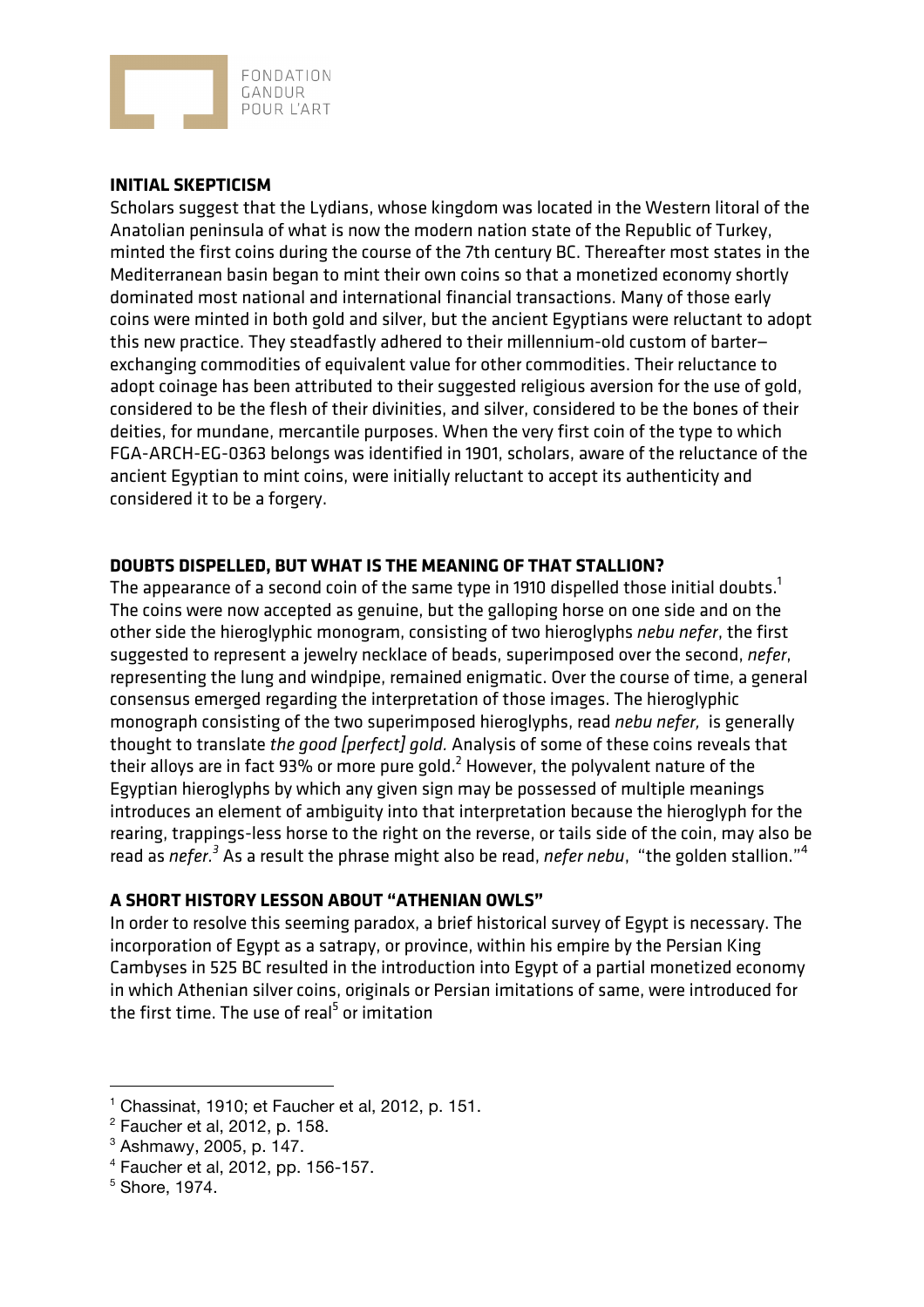## INITIAL SKEPTICISM

Scholars suggest that the Lydians, whose kingdom was located in the Western litoral of the Anatolian peninsula of what is now the modern nation state of the Republic of Turkey, minted the first coins during the course of the 7th century BC. Thereafter most states in the Mediterranean basin began to mint their own coins so that a monetized economy shortly dominated most national and international financial transactions. Many of those early coins were minted in both gold and silver, but the ancient Egyptians were reluctant to adopt this new practice. They steadfastly adhered to their millennium-old custom of barter– exchanging commodities of equivalent value for other commodities. Their reluctance to adopt coinage has been attributed to their suggested religious aversion for the use of gold, considered to be the flesh of their divinities, and silver, considered to be the bones of their deities, for mundane, mercantile purposes. When the very first coin of the type to which FGA-ARCH-EG-0363 belongs was identified in 1901, scholars, aware of the reluctance of the ancient Egyptian to mint coins, were initially reluctant to accept its authenticity and considered it to be a forgery.

## DOUBTS DISPELLED, BUT WHAT IS THE MEANING OF THAT STALLION?

The appearance of a second coin of the same type in 1910 dispelled those initial doubts.[1] The coins were now accepted as genuine, but the galloping horse on one side and on the other side the hieroglyphic monogram, consisting of two hieroglyphs *nebu nefer*, the first suggested to represent a jewelry necklace of beads, superimposed over the second, *nefer*, representing the lung and windpipe, remained enigmatic. Over the course of time, a general consensus emerged regarding the interpretation of those images. The hieroglyphic monograph consisting of the two superimposed hieroglyphs, read *nebu nefer,* is generally thought to translate *the good [perfect] gold.* Analysis of some of these coins reveals that their alloys are in fact 93% or more pure gold.[2] However, the polyvalent nature of the Egyptian hieroglyphs by which any given sign may be possessed of multiple meanings introduces an element of ambiguity into that interpretation because the hieroglyph for the rearing, trappings-less horse to the right on the reverse, or tails side of the coin, may also be read as *nefer.*[3] As a result the phrase might also be read, *nefer nebu*, "the golden stallion."[4]

## A SHORT HISTORY LESSON ABOUT "ATHENIAN OWLS"

In order to resolve this seeming paradox, a brief historical survey of Egypt is necessary. The incorporation of Egypt as a satrapy, or province, within his empire by the Persian King Cambyses in 525 BC resulted in the introduction into Egypt of a partial monetized economy in which Athenian silver coins, originals or Persian imitations of same, were introduced for the first time. The use of real[5] or imitation

---

[1] Chassinat, 1910; et Faucher et al, 2012, p. 151.

[2] Faucher et al, 2012, p. 158.

[3] Ashmawy, 2005, p. 147.

[4] Faucher et al, 2012, pp. 156-157.

[5] Shore, 1974.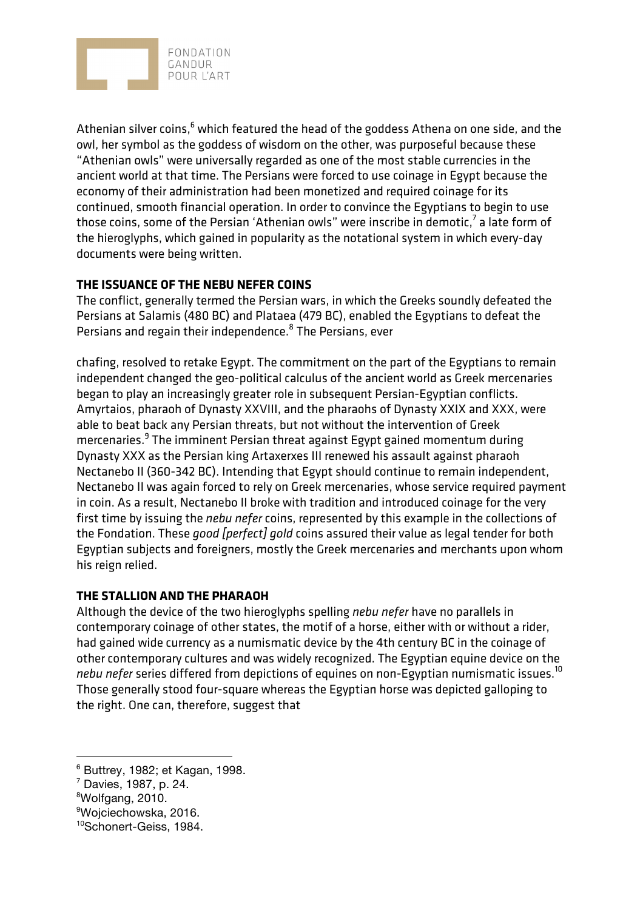Athenian silver coins,[6] which featured the head of the goddess Athena on one side, and the owl, her symbol as the goddess of wisdom on the other, was purposeful because these "Athenian owls" were universally regarded as one of the most stable currencies in the ancient world at that time. The Persians were forced to use coinage in Egypt because the economy of their administration had been monetized and required coinage for its continued, smooth financial operation. In order to convince the Egyptians to begin to use those coins, some of the Persian 'Athenian owls" were inscribe in demotic,[7] a late form of the hieroglyphs, which gained in popularity as the notational system in which every-day documents were being written.

**THE ISSUANCE OF THE NEBU NEFER COINS**

The conflict, generally termed the Persian wars, in which the Greeks soundly defeated the Persians at Salamis (480 BC) and Plataea (479 BC), enabled the Egyptians to defeat the Persians and regain their independence.[8] The Persians, ever

chafing, resolved to retake Egypt. The commitment on the part of the Egyptians to remain independent changed the geo-political calculus of the ancient world as Greek mercenaries began to play an increasingly greater role in subsequent Persian-Egyptian conflicts. Amyrtaios, pharaoh of Dynasty XXVIII, and the pharaohs of Dynasty XXIX and XXX, were able to beat back any Persian threats, but not without the intervention of Greek mercenaries.[9] The imminent Persian threat against Egypt gained momentum during Dynasty XXX as the Persian king Artaxerxes III renewed his assault against pharaoh Nectanebo II (360-342 BC). Intending that Egypt should continue to remain independent, Nectanebo II was again forced to rely on Greek mercenaries, whose service required payment in coin. As a result, Nectanebo II broke with tradition and introduced coinage for the very first time by issuing the *nebu nefer* coins, represented by this example in the collections of the Fondation. These *good [perfect] gold* coins assured their value as legal tender for both Egyptian subjects and foreigners, mostly the Greek mercenaries and merchants upon whom his reign relied.

**THE STALLION AND THE PHARAOH**

Although the device of the two hieroglyphs spelling *nebu nefer* have no parallels in contemporary coinage of other states, the motif of a horse, either with or without a rider, had gained wide currency as a numismatic device by the 4th century BC in the coinage of other contemporary cultures and was widely recognized. The Egyptian equine device on the *nebu nefer* series differed from depictions of equines on non-Egyptian numismatic issues.[10] Those generally stood four-square whereas the Egyptian horse was depicted galloping to the right. One can, therefore, suggest that

---

[6] Buttrey, 1982; et Kagan, 1998.

[7] Davies, 1987, p. 24.

[8] Wolfgang, 2010.

[9] Wojciechowska, 2016.

[10] Schonert-Geiss, 1984.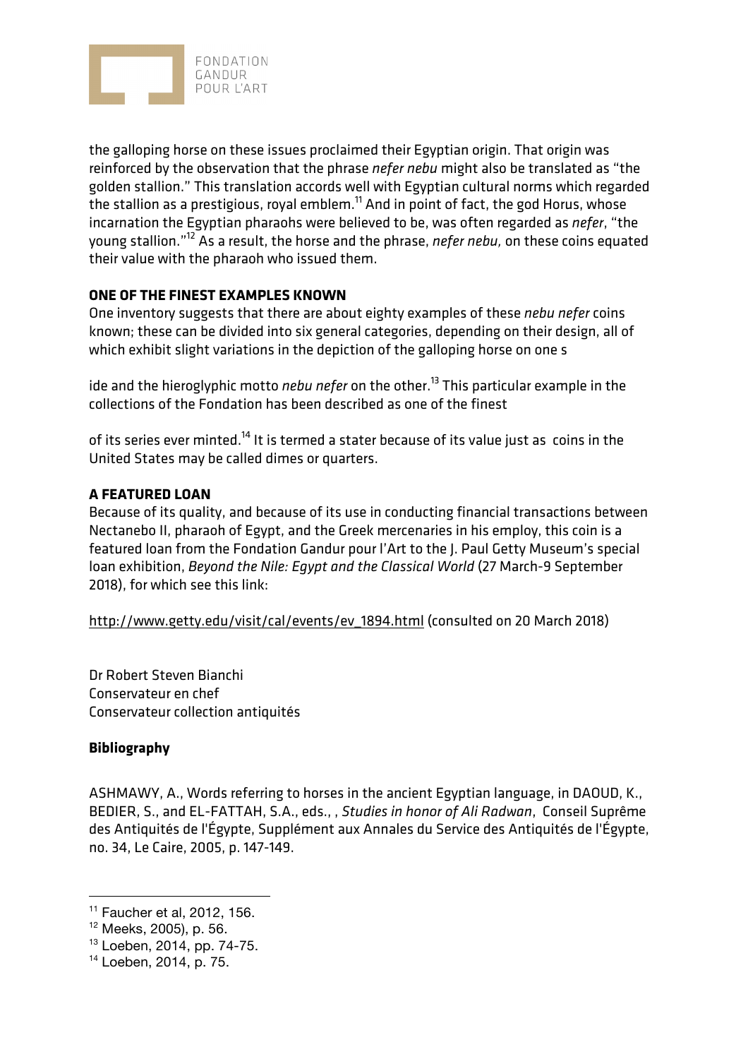the galloping horse on these issues proclaimed their Egyptian origin. That origin was reinforced by the observation that the phrase *nefer nebu* might also be translated as "the golden stallion." This translation accords well with Egyptian cultural norms which regarded the stallion as a prestigious, royal emblem.[11] And in point of fact, the god Horus, whose incarnation the Egyptian pharaohs were believed to be, was often regarded as *nefer*, "the young stallion."[12] As a result, the horse and the phrase, *nefer nebu,* on these coins equated their value with the pharaoh who issued them.

**ONE OF THE FINEST EXAMPLES KNOWN**

One inventory suggests that there are about eighty examples of these *nebu nefer* coins known; these can be divided into six general categories, depending on their design, all of which exhibit slight variations in the depiction of the galloping horse on one s

ide and the hieroglyphic motto *nebu nefer* on the other.[13] This particular example in the collections of the Fondation has been described as one of the finest

of its series ever minted.[14] It is termed a stater because of its value just as coins in the United States may be called dimes or quarters.

**A FEATURED LOAN**

Because of its quality, and because of its use in conducting financial transactions between Nectanebo II, pharaoh of Egypt, and the Greek mercenaries in his employ, this coin is a featured loan from the Fondation Gandur pour l'Art to the J. Paul Getty Museum's special loan exhibition, *Beyond the Nile: Egypt and the Classical World* (27 March-9 September 2018), for which see this link:

http://www.getty.edu/visit/cal/events/ev_1894.html (consulted on 20 March 2018)

Dr Robert Steven Bianchi
Conservateur en chef
Conservateur collection antiquités

**Bibliography**

ASHMAWY, A., Words referring to horses in the ancient Egyptian language, in DAOUD, K., BEDIER, S., and EL-FATTAH, S.A., eds., , *Studies in honor of Ali Radwan*, Conseil Suprême des Antiquités de l'Égypte, Supplément aux Annales du Service des Antiquités de l'Égypte, no. 34, Le Caire, 2005, p. 147-149.

---

[11] Faucher et al, 2012, 156.

[12] Meeks, 2005), p. 56.

[13] Loeben, 2014, pp. 74-75.

[14] Loeben, 2014, p. 75.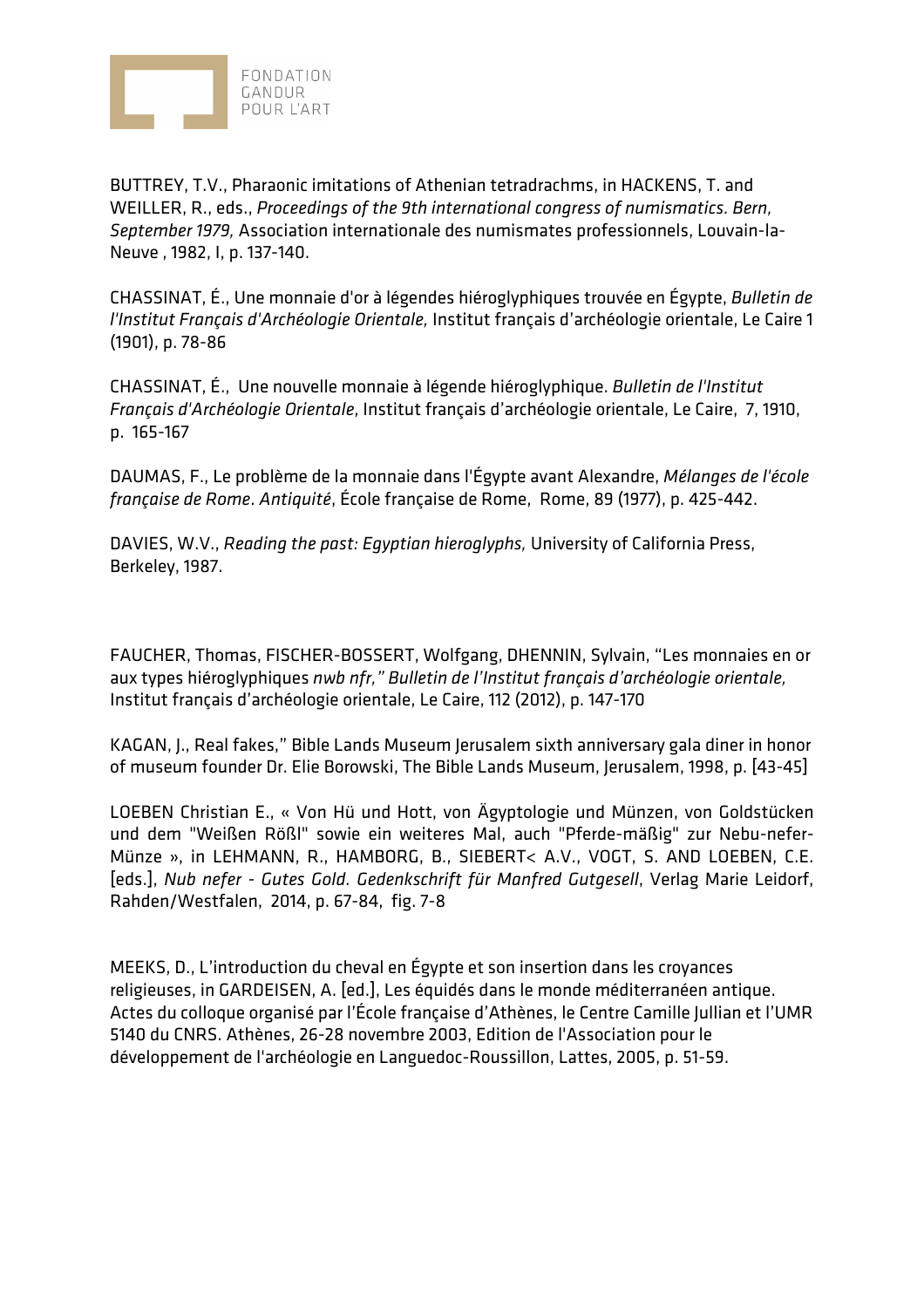BUTTREY, T.V., Pharaonic imitations of Athenian tetradrachms, in HACKENS, T. and WEILLER, R., eds., *Proceedings of the 9th international congress of numismatics. Bern, September 1979,* Association internationale des numismates professionnels, Louvain-la-Neuve , 1982, I, p. 137-140.

CHASSINAT, É., Une monnaie d'or à légendes hiéroglyphiques trouvée en Égypte, *Bulletin de l'Institut Français d'Archéologie Orientale,* Institut français d'archéologie orientale, Le Caire 1 (1901), p. 78-86

CHASSINAT, É., Une nouvelle monnaie à légende hiéroglyphique. *Bulletin de l'Institut Français d'Archéologie Orientale*, Institut français d'archéologie orientale, Le Caire, 7, 1910, p. 165-167

DAUMAS, F., Le problème de la monnaie dans l'Égypte avant Alexandre, *Mélanges de l'école française de Rome. Antiquité*, École française de Rome, Rome, 89 (1977), p. 425-442.

DAVIES, W.V., *Reading the past: Egyptian hieroglyphs,* University of California Press, Berkeley, 1987.

FAUCHER, Thomas, FISCHER-BOSSERT, Wolfgang, DHENNIN, Sylvain, "Les monnaies en or aux types hiéroglyphiques *nwb nfr," Bulletin de l'Institut français d'archéologie orientale,* Institut français d'archéologie orientale, Le Caire, 112 (2012), p. 147-170

KAGAN, J., Real fakes," Bible Lands Museum Jerusalem sixth anniversary gala diner in honor of museum founder Dr. Elie Borowski, The Bible Lands Museum, Jerusalem, 1998, p. [43-45]

LOEBEN Christian E., « Von Hü und Hott, von Ägyptologie und Münzen, von Goldstücken und dem "Weißen Rößl" sowie ein weiteres Mal, auch "Pferde-mäßig" zur Nebu-nefer-Münze », in LEHMANN, R., HAMBORG, B., SIEBERT< A.V., VOGT, S. AND LOEBEN, C.E. [eds.], *Nub nefer - Gutes Gold. Gedenkschrift für Manfred Gutgesell*, Verlag Marie Leidorf, Rahden/Westfalen, 2014, p. 67-84, fig. 7-8

MEEKS, D., L'introduction du cheval en Égypte et son insertion dans les croyances religieuses, in GARDEISEN, A. [ed.], Les équidés dans le monde méditerranéen antique. Actes du colloque organisé par l'École française d'Athènes, le Centre Camille Jullian et l'UMR 5140 du CNRS. Athènes, 26-28 novembre 2003, Edition de l'Association pour le développement de l'archéologie en Languedoc-Roussillon, Lattes, 2005, p. 51-59.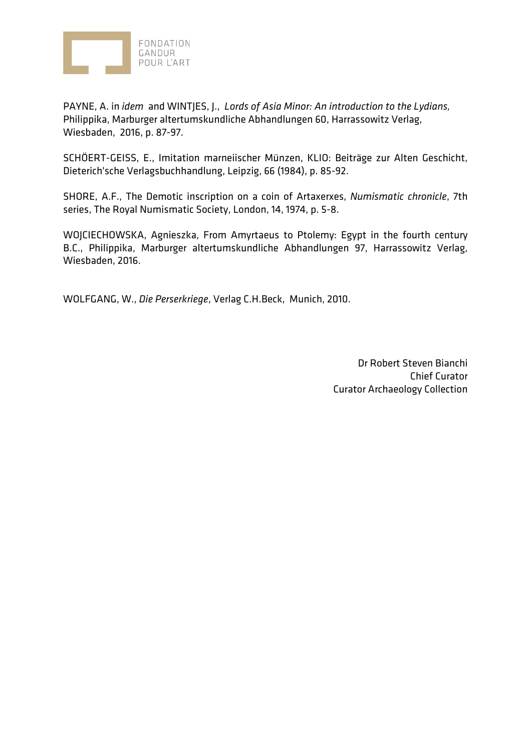PAYNE, A. in *idem* and WINTJES, J., *Lords of Asia Minor: An introduction to the Lydians,* Philippika, Marburger altertumskundliche Abhandlungen 60, Harrassowitz Verlag, Wiesbaden, 2016, p. 87-97.

SCHÖERT-GEISS, E., Imitation marneiischer Münzen, KLIO: Beiträge zur Alten Geschicht, Dieterich'sche Verlagsbuchhandlung, Leipzig, 66 (1984), p. 85-92.

SHORE, A.F., The Demotic inscription on a coin of Artaxerxes, *Numismatic chronicle*, 7th series, The Royal Numismatic Society, London, 14, 1974, p. 5-8.

WOJCIECHOWSKA, Agnieszka, From Amyrtaeus to Ptolemy: Egypt in the fourth century B.C., Philippika, Marburger altertumskundliche Abhandlungen 97, Harrassowitz Verlag, Wiesbaden, 2016.

WOLFGANG, W., *Die Perserkriege*, Verlag C.H.Beck, Munich, 2010.

Dr Robert Steven Bianchi
Chief Curator
Curator Archaeology Collection